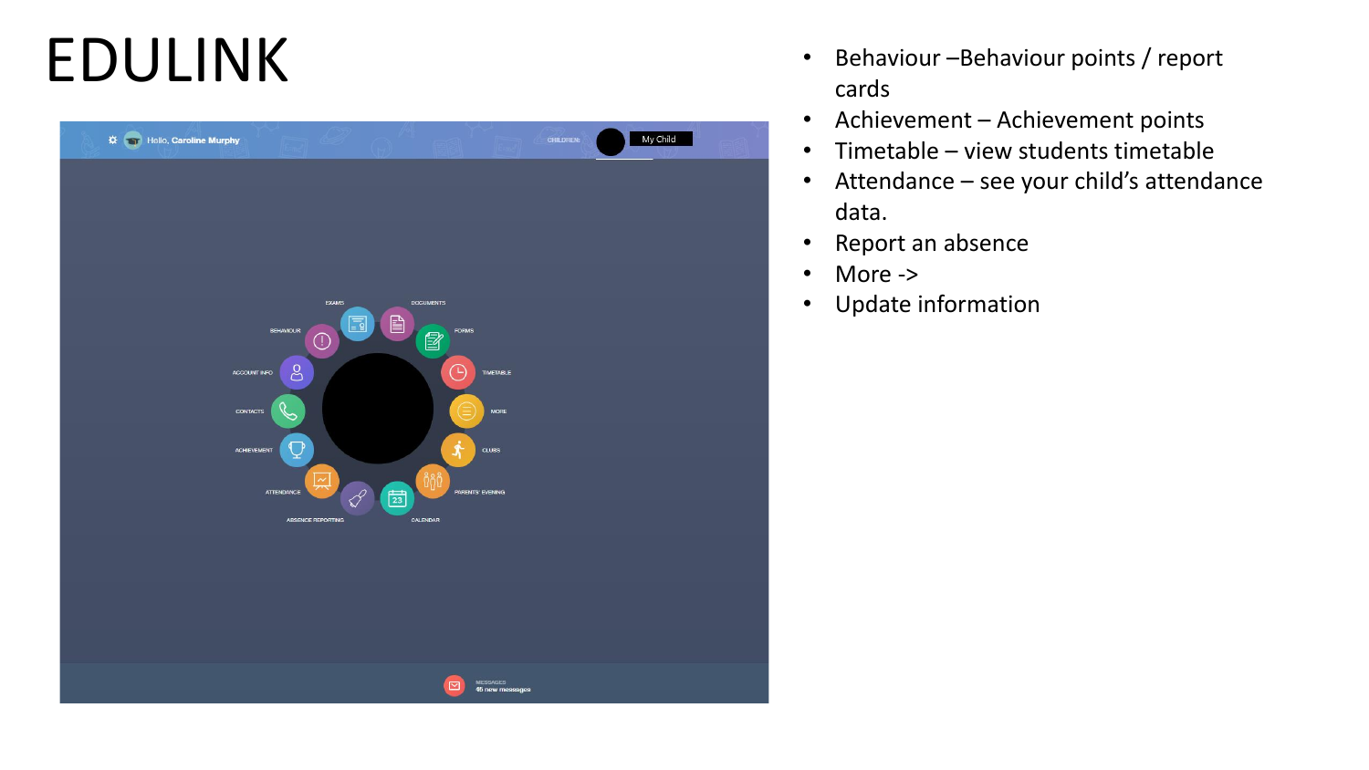# EDULINK

- Behaviour –Behaviour points / report cards
- Achievement – Achievement points
- Timetable – view students timetable
- Attendance – see your child's attendance data.
- Report an absence
- More ->
- Update information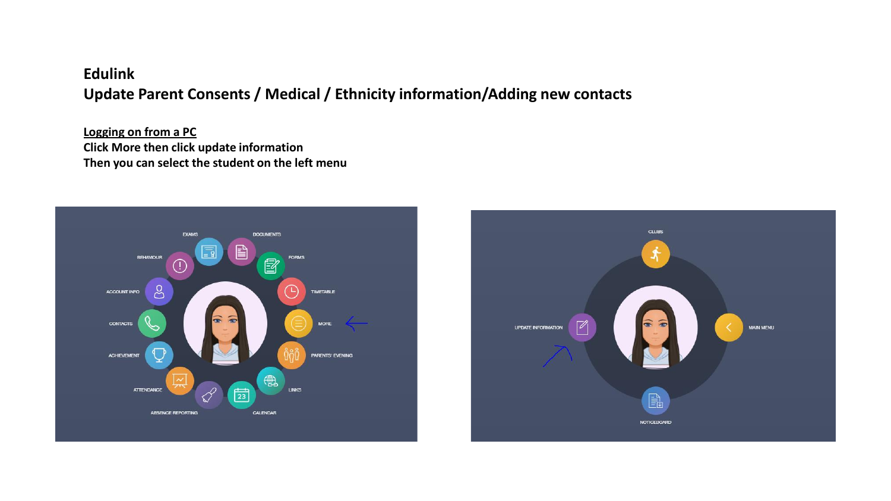# Edulink

## Update Parent Consents / Medical / Ethnicity information/Adding new contacts

**Logging on from a PC**

**Click More then click update information**

**Then you can select the student on the left menu**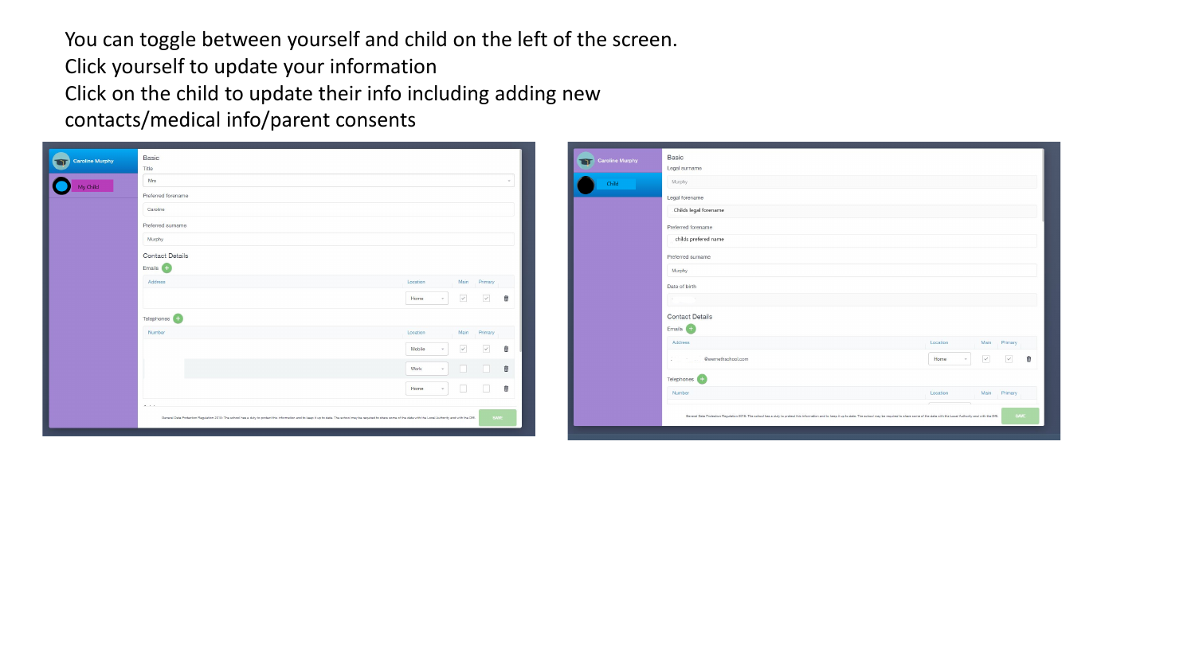You can toggle between yourself and child on the left of the screen.
Click yourself to update your information
Click on the child to update their info including adding new contacts/medical info/parent consents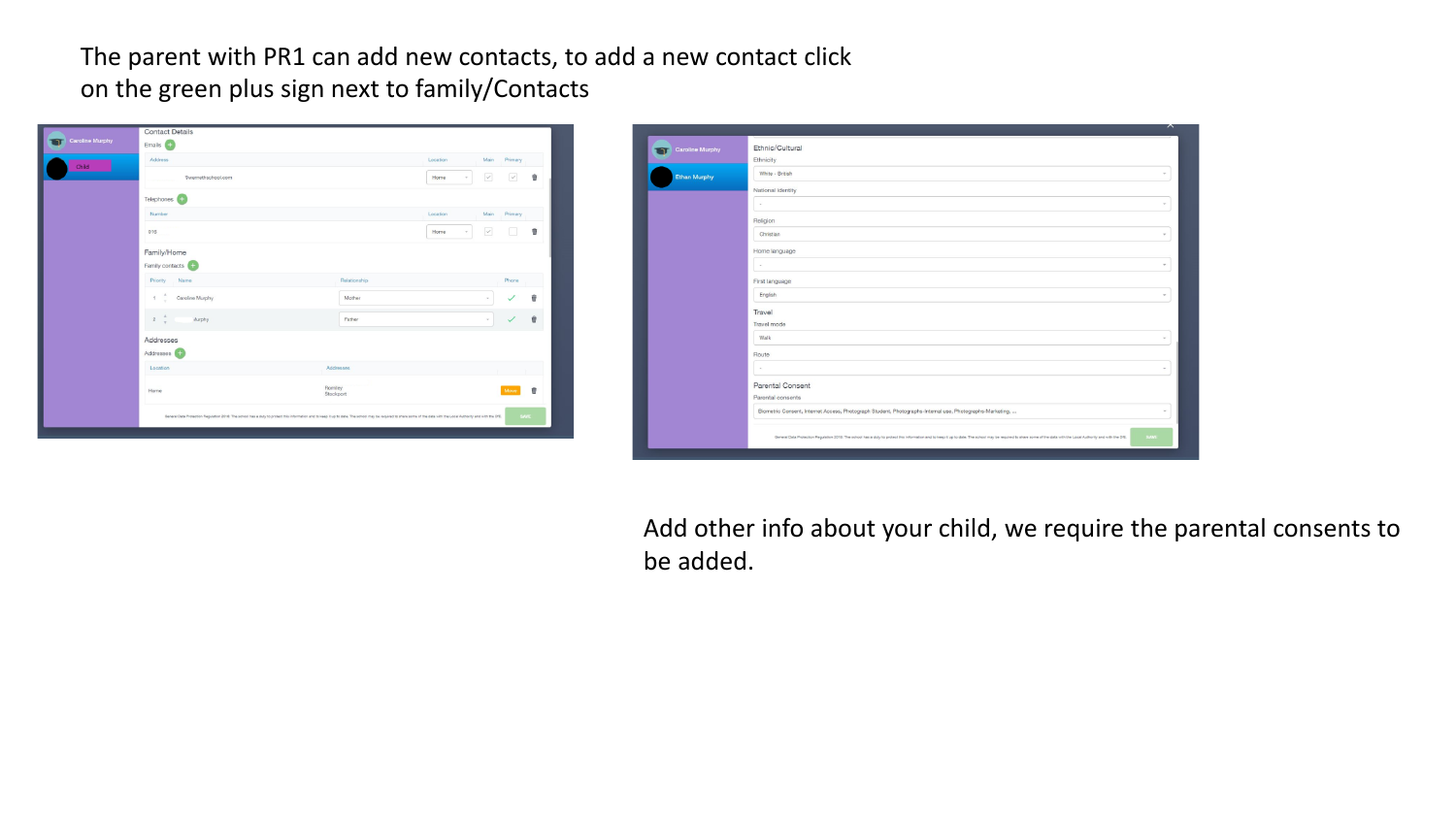The parent with PR1 can add new contacts, to add a new contact click on the green plus sign next to family/Contacts

Add other info about your child, we require the parental consents to be added.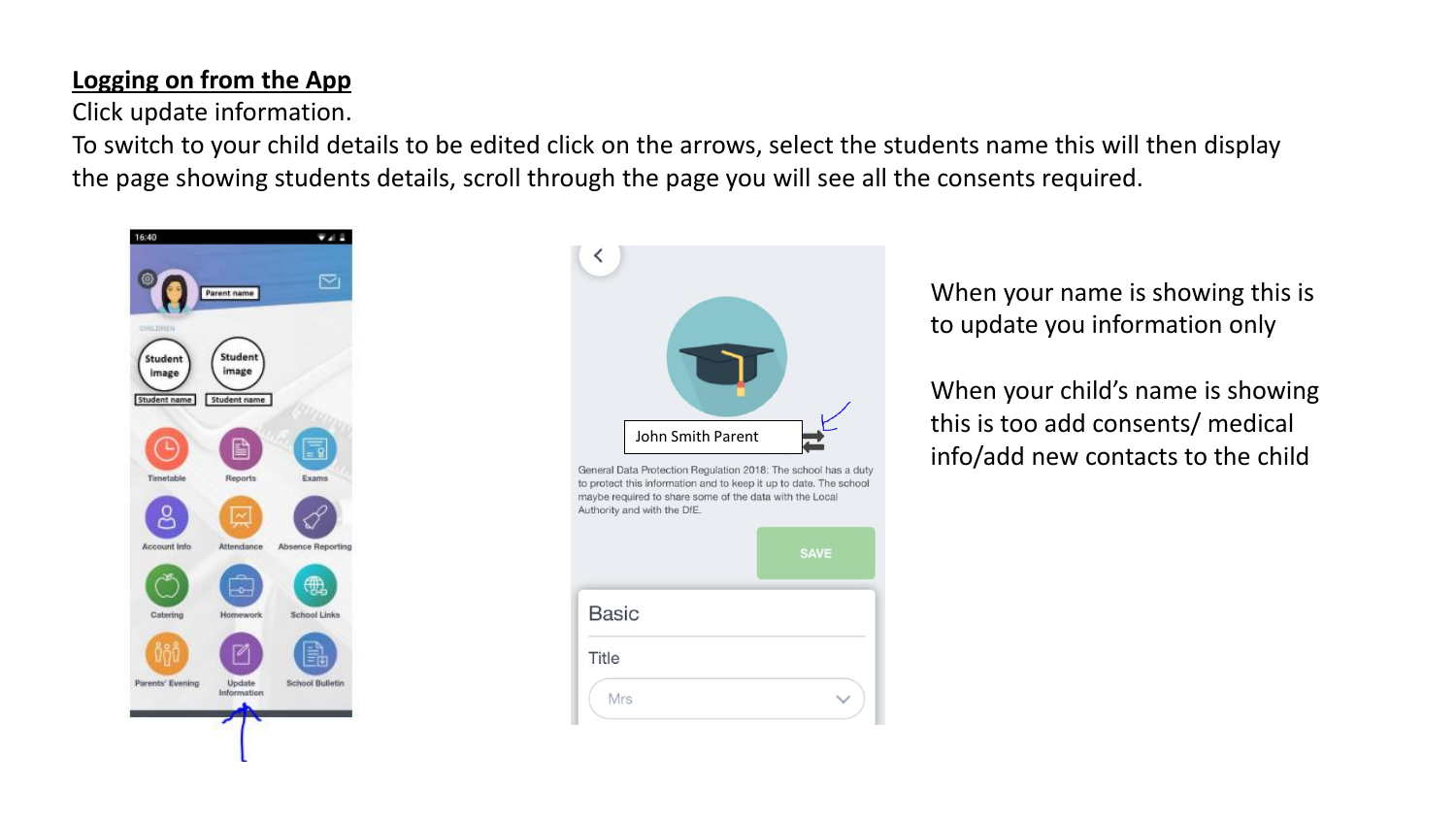**Logging on from the App**

Click update information.

To switch to your child details to be edited click on the arrows, select the students name this will then display the page showing students details, scroll through the page you will see all the consents required.

When your name is showing this is to update you information only

When your child's name is showing this is too add consents/ medical info/add new contacts to the child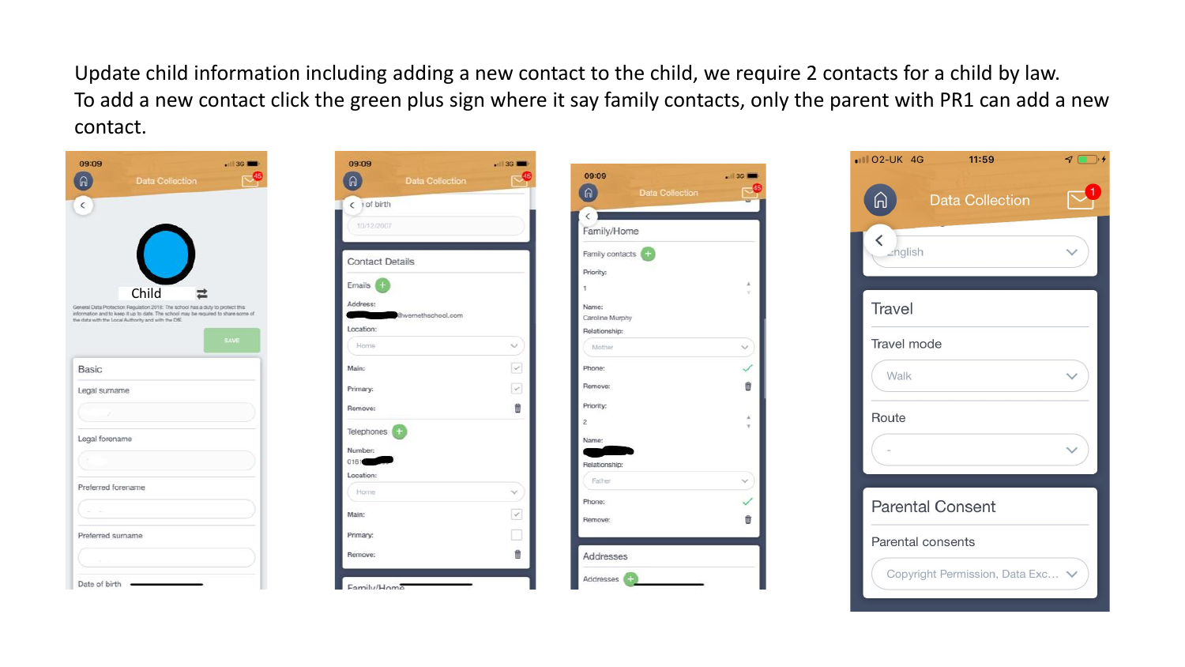Update child information including adding a new contact to the child, we require 2 contacts for a child by law.
To add a new contact click the green plus sign where it say family contacts, only the parent with PR1 can add a new contact.